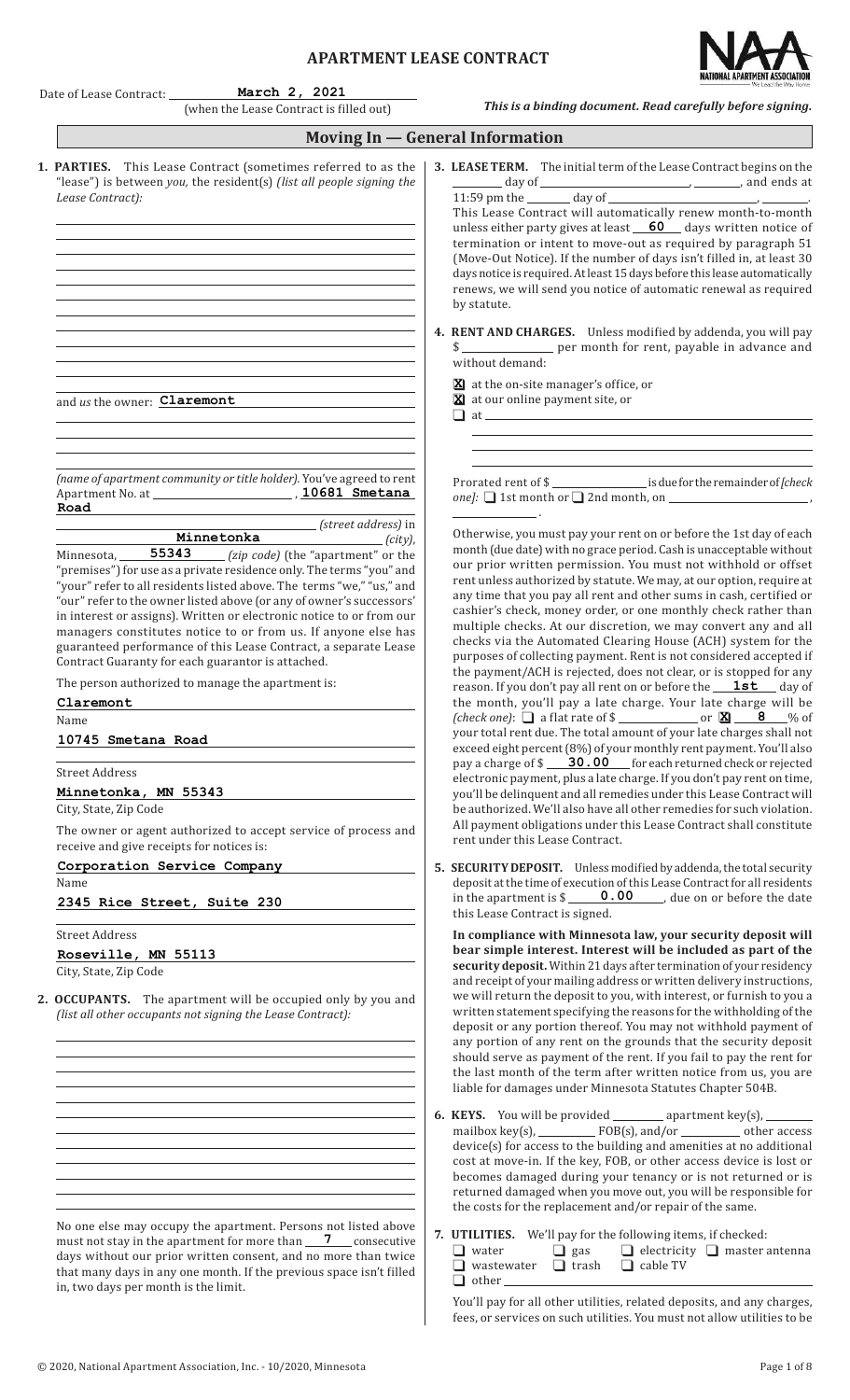# APARTMENT LEASE CONTRACT

Date of Lease Contract: **March 2, 2021**
(when the Lease Contract is filled out)

***This is a binding document. Read carefully before signing.***

## Moving In — General Information

**1. PARTIES.** This Lease Contract (sometimes referred to as the "lease") is between *you,* the resident(s) *(list all people signing the Lease Contract):*

and *us* the owner: **Claremont**

*(name of apartment community or title holder).* You've agreed to rent Apartment No. ______ at **10681 Smetana Road** *(street address)* in **Minnetonka** *(city)*, Minnesota, **55343** *(zip code)* (the "apartment" or the "premises") for use as a private residence only. The terms "you" and "your" refer to all residents listed above. The terms "we," "us," and "our" refer to the owner listed above (or any of owner's successors' in interest or assigns). Written or electronic notice to or from our managers constitutes notice to or from us. If anyone else has guaranteed performance of this Lease Contract, a separate Lease Contract Guaranty for each guarantor is attached.

The person authorized to manage the apartment is:

**Claremont**
Name

**10745 Smetana Road**
Street Address

**Minnetonka, MN 55343**
City, State, Zip Code

The owner or agent authorized to accept service of process and receive and give receipts for notices is:

**Corporation Service Company**
Name

**2345 Rice Street, Suite 230**
Street Address

**Roseville, MN 55113**
City, State, Zip Code

**2. OCCUPANTS.** The apartment will be occupied only by you and *(list all other occupants not signing the Lease Contract):*

No one else may occupy the apartment. Persons not listed above must not stay in the apartment for more than **7** consecutive days without our prior written consent, and no more than twice that many days in any one month. If the previous space isn't filled in, two days per month is the limit.

**3. LEASE TERM.** The initial term of the Lease Contract begins on the ______ day of ______, ______, and ends at 11:59 pm the ______ day of ______, ______. This Lease Contract will automatically renew month-to-month unless either party gives at least **60** days written notice of termination or intent to move-out as required by paragraph 51 (Move-Out Notice). If the number of days isn't filled in, at least 30 days notice is required. At least 15 days before this lease automatically renews, we will send you notice of automatic renewal as required by statute.

**4. RENT AND CHARGES.** Unless modified by addenda, you will pay $ ______ per month for rent, payable in advance and without demand:

- ☒ at the on-site manager's office, or
- ☒ at our online payment site, or
- ☐ at ______

Prorated rent of $ ______ is due for the remainder of *[check one]:* ☐ 1st month or ☐ 2nd month, on ______, ______.

Otherwise, you must pay your rent on or before the 1st day of each month (due date) with no grace period. Cash is unacceptable without our prior written permission. You must not withhold or offset rent unless authorized by statute. We may, at our option, require at any time that you pay all rent and other sums in cash, certified or cashier's check, money order, or one monthly check rather than multiple checks. At our discretion, we may convert any and all checks via the Automated Clearing House (ACH) system for the purposes of collecting payment. Rent is not considered accepted if the payment/ACH is rejected, does not clear, or is stopped for any reason. If you don't pay all rent on or before the **1st** day of the month, you'll pay a late charge. Your late charge will be *(check one)*: ☐ a flat rate of $ ______ or ☒ **8** % of your total rent due. The total amount of your late charges shall not exceed eight percent (8%) of your monthly rent payment. You'll also pay a charge of $ **30.00** for each returned check or rejected electronic payment, plus a late charge. If you don't pay rent on time, you'll be delinquent and all remedies under this Lease Contract will be authorized. We'll also have all other remedies for such violation. All payment obligations under this Lease Contract shall constitute rent under this Lease Contract.

**5. SECURITY DEPOSIT.** Unless modified by addenda, the total security deposit at the time of execution of this Lease Contract for all residents in the apartment is $ **0.00**, due on or before the date this Lease Contract is signed.

**In compliance with Minnesota law, your security deposit will bear simple interest. Interest will be included as part of the security deposit.** Within 21 days after termination of your residency and receipt of your mailing address or written delivery instructions, we will return the deposit to you, with interest, or furnish to you a written statement specifying the reasons for the withholding of the deposit or any portion thereof. You may not withhold payment of any portion of any rent on the grounds that the security deposit should serve as payment of the rent. If you fail to pay the rent for the last month of the term after written notice from us, you are liable for damages under Minnesota Statutes Chapter 504B.

**6. KEYS.** You will be provided ______ apartment key(s), ______ mailbox key(s), ______ FOB(s), and/or ______ other access device(s) for access to the building and amenities at no additional cost at move-in. If the key, FOB, or other access device is lost or becomes damaged during your tenancy or is not returned or is returned damaged when you move out, you will be responsible for the costs for the replacement and/or repair of the same.

**7. UTILITIES.** We'll pay for the following items, if checked:

☐ water ☐ gas ☐ electricity ☐ master antenna
☐ wastewater ☐ trash ☐ cable TV
☐ other ______

You'll pay for all other utilities, related deposits, and any charges, fees, or services on such utilities. You must not allow utilities to be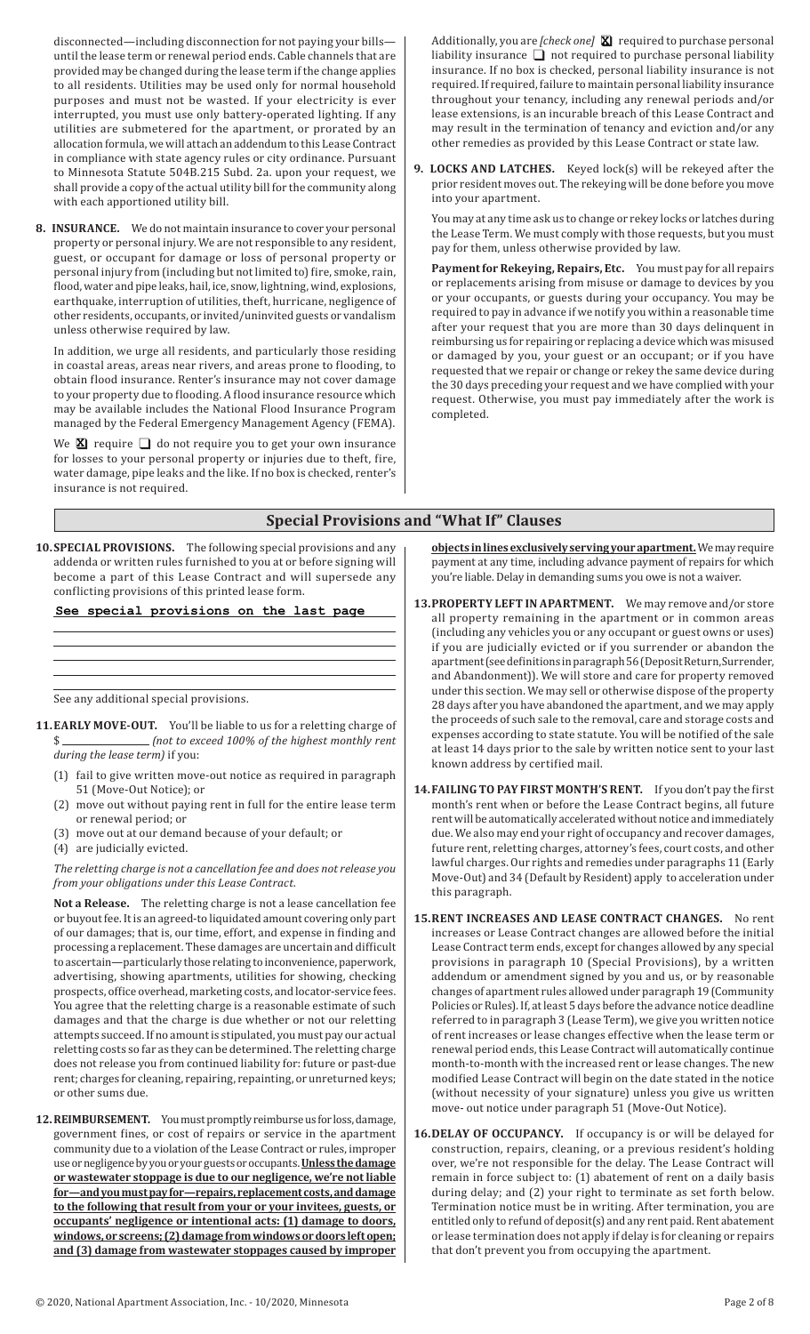disconnected—including disconnection for not paying your bills—until the lease term or renewal period ends. Cable channels that are provided may be changed during the lease term if the change applies to all residents. Utilities may be used only for normal household purposes and must not be wasted. If your electricity is ever interrupted, you must use only battery-operated lighting. If any utilities are submetered for the apartment, or prorated by an allocation formula, we will attach an addendum to this Lease Contract in compliance with state agency rules or city ordinance. Pursuant to Minnesota Statute 504B.215 Subd. 2a. upon your request, we shall provide a copy of the actual utility bill for the community along with each apportioned utility bill.

**8. INSURANCE.** We do not maintain insurance to cover your personal property or personal injury. We are not responsible to any resident, guest, or occupant for damage or loss of personal property or personal injury from (including but not limited to) fire, smoke, rain, flood, water and pipe leaks, hail, ice, snow, lightning, wind, explosions, earthquake, interruption of utilities, theft, hurricane, negligence of other residents, occupants, or invited/uninvited guests or vandalism unless otherwise required by law.

In addition, we urge all residents, and particularly those residing in coastal areas, areas near rivers, and areas prone to flooding, to obtain flood insurance. Renter's insurance may not cover damage to your property due to flooding. A flood insurance resource which may be available includes the National Flood Insurance Program managed by the Federal Emergency Management Agency (FEMA).

We ☒ require ☐ do not require you to get your own insurance for losses to your personal property or injuries due to theft, fire, water damage, pipe leaks and the like. If no box is checked, renter's insurance is not required.

Additionally, you are *[check one]* ☒ required to purchase personal liability insurance ☐ not required to purchase personal liability insurance. If no box is checked, personal liability insurance is not required. If required, failure to maintain personal liability insurance throughout your tenancy, including any renewal periods and/or lease extensions, is an incurable breach of this Lease Contract and may result in the termination of tenancy and eviction and/or any other remedies as provided by this Lease Contract or state law.

**9. LOCKS AND LATCHES.** Keyed lock(s) will be rekeyed after the prior resident moves out. The rekeying will be done before you move into your apartment.

You may at any time ask us to change or rekey locks or latches during the Lease Term. We must comply with those requests, but you must pay for them, unless otherwise provided by law.

**Payment for Rekeying, Repairs, Etc.** You must pay for all repairs or replacements arising from misuse or damage to devices by you or your occupants, or guests during your occupancy. You may be required to pay in advance if we notify you within a reasonable time after your request that you are more than 30 days delinquent in reimbursing us for repairing or replacing a device which was misused or damaged by you, your guest or an occupant; or if you have requested that we repair or change or rekey the same device during the 30 days preceding your request and we have complied with your request. Otherwise, you must pay immediately after the work is completed.

## Special Provisions and "What If" Clauses

**10. SPECIAL PROVISIONS.** The following special provisions and any addenda or written rules furnished to you at or before signing will become a part of this Lease Contract and will supersede any conflicting provisions of this printed lease form.

See special provisions on the last page

See any additional special provisions.

**11. EARLY MOVE-OUT.** You'll be liable to us for a reletting charge of $ ______________ *(not to exceed 100% of the highest monthly rent during the lease term)* if you:

(1) fail to give written move-out notice as required in paragraph 51 (Move-Out Notice); or
(2) move out without paying rent in full for the entire lease term or renewal period; or
(3) move out at our demand because of your default; or
(4) are judicially evicted.

*The reletting charge is not a cancellation fee and does not release you from your obligations under this Lease Contract.*

**Not a Release.** The reletting charge is not a lease cancellation fee or buyout fee. It is an agreed-to liquidated amount covering only part of our damages; that is, our time, effort, and expense in finding and processing a replacement. These damages are uncertain and difficult to ascertain—particularly those relating to inconvenience, paperwork, advertising, showing apartments, utilities for showing, checking prospects, office overhead, marketing costs, and locator-service fees. You agree that the reletting charge is a reasonable estimate of such damages and that the charge is due whether or not our reletting attempts succeed. If no amount is stipulated, you must pay our actual reletting costs so far as they can be determined. The reletting charge does not release you from continued liability for: future or past-due rent; charges for cleaning, repairing, repainting, or unreturned keys; or other sums due.

**12. REIMBURSEMENT.** You must promptly reimburse us for loss, damage, government fines, or cost of repairs or service in the apartment community due to a violation of the Lease Contract or rules, improper use or negligence by you or your guests or occupants. **Unless the damage or wastewater stoppage is due to our negligence, we're not liable for—and you must pay for—repairs, replacement costs, and damage to the following that result from your or your invitees, guests, or occupants' negligence or intentional acts: (1) damage to doors, windows, or screens; (2) damage from windows or doors left open; and (3) damage from wastewater stoppages caused by improper objects in lines exclusively serving your apartment.** We may require payment at any time, including advance payment of repairs for which you're liable. Delay in demanding sums you owe is not a waiver.

**13. PROPERTY LEFT IN APARTMENT.** We may remove and/or store all property remaining in the apartment or in common areas (including any vehicles you or any occupant or guest owns or uses) if you are judicially evicted or if you surrender or abandon the apartment (see definitions in paragraph 56 (Deposit Return, Surrender, and Abandonment)). We will store and care for property removed under this section. We may sell or otherwise dispose of the property 28 days after you have abandoned the apartment, and we may apply the proceeds of such sale to the removal, care and storage costs and expenses according to state statute. You will be notified of the sale at least 14 days prior to the sale by written notice sent to your last known address by certified mail.

**14. FAILING TO PAY FIRST MONTH'S RENT.** If you don't pay the first month's rent when or before the Lease Contract begins, all future rent will be automatically accelerated without notice and immediately due. We also may end your right of occupancy and recover damages, future rent, reletting charges, attorney's fees, court costs, and other lawful charges. Our rights and remedies under paragraphs 11 (Early Move-Out) and 34 (Default by Resident) apply to acceleration under this paragraph.

**15. RENT INCREASES AND LEASE CONTRACT CHANGES.** No rent increases or Lease Contract changes are allowed before the initial Lease Contract term ends, except for changes allowed by any special provisions in paragraph 10 (Special Provisions), by a written addendum or amendment signed by you and us, or by reasonable changes of apartment rules allowed under paragraph 19 (Community Policies or Rules). If, at least 5 days before the advance notice deadline referred to in paragraph 3 (Lease Term), we give you written notice of rent increases or lease changes effective when the lease term or renewal period ends, this Lease Contract will automatically continue month-to-month with the increased rent or lease changes. The new modified Lease Contract will begin on the date stated in the notice (without necessity of your signature) unless you give us written move- out notice under paragraph 51 (Move-Out Notice).

**16. DELAY OF OCCUPANCY.** If occupancy is or will be delayed for construction, repairs, cleaning, or a previous resident's holding over, we're not responsible for the delay. The Lease Contract will remain in force subject to: (1) abatement of rent on a daily basis during delay; and (2) your right to terminate as set forth below. Termination notice must be in writing. After termination, you are entitled only to refund of deposit(s) and any rent paid. Rent abatement or lease termination does not apply if delay is for cleaning or repairs that don't prevent you from occupying the apartment.

© 2020, National Apartment Association, Inc. - 10/2020, Minnesota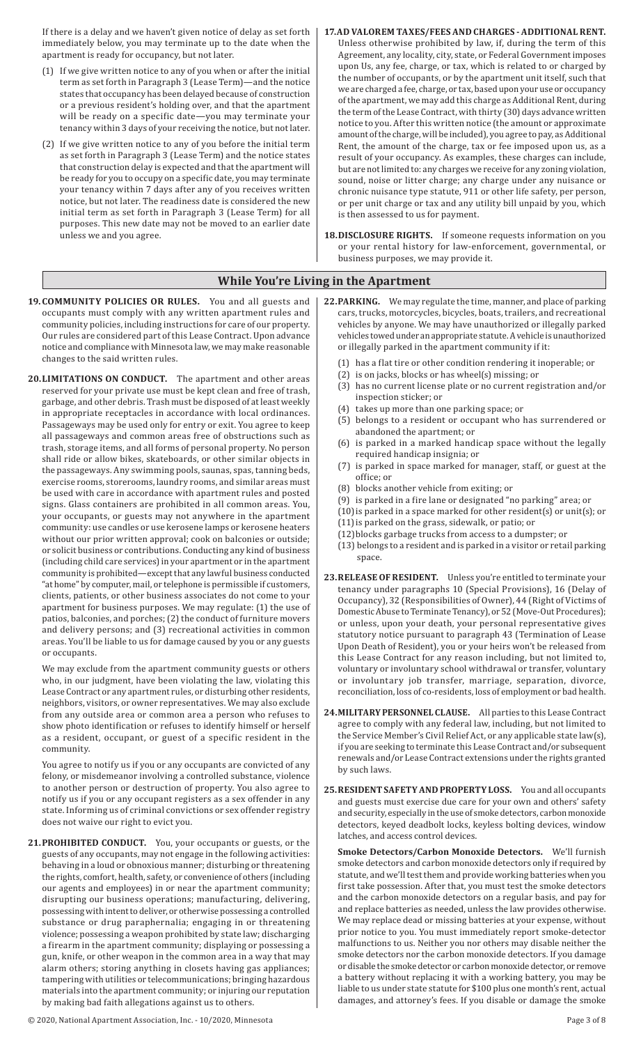If there is a delay and we haven't given notice of delay as set forth immediately below, you may terminate up to the date when the apartment is ready for occupancy, but not later.

(1) If we give written notice to any of you when or after the initial term as set forth in Paragraph 3 (Lease Term)—and the notice states that occupancy has been delayed because of construction or a previous resident's holding over, and that the apartment will be ready on a specific date—you may terminate your tenancy within 3 days of your receiving the notice, but not later.

(2) If we give written notice to any of you before the initial term as set forth in Paragraph 3 (Lease Term) and the notice states that construction delay is expected and that the apartment will be ready for you to occupy on a specific date, you may terminate your tenancy within 7 days after any of you receives written notice, but not later. The readiness date is considered the new initial term as set forth in Paragraph 3 (Lease Term) for all purposes. This new date may not be moved to an earlier date unless we and you agree.

**17. AD VALOREM TAXES/FEES AND CHARGES - ADDITIONAL RENT.** Unless otherwise prohibited by law, if, during the term of this Agreement, any locality, city, state, or Federal Government imposes upon Us, any fee, charge, or tax, which is related to or charged by the number of occupants, or by the apartment unit itself, such that we are charged a fee, charge, or tax, based upon your use or occupancy of the apartment, we may add this charge as Additional Rent, during the term of the Lease Contract, with thirty (30) days advance written notice to you. After this written notice (the amount or approximate amount of the charge, will be included), you agree to pay, as Additional Rent, the amount of the charge, tax or fee imposed upon us, as a result of your occupancy. As examples, these charges can include, but are not limited to: any charges we receive for any zoning violation, sound, noise or litter charge; any charge under any nuisance or chronic nuisance type statute, 911 or other life safety, per person, or per unit charge or tax and any utility bill unpaid by you, which is then assessed to us for payment.

**18. DISCLOSURE RIGHTS.** If someone requests information on you or your rental history for law-enforcement, governmental, or business purposes, we may provide it.

## While You're Living in the Apartment

**19. COMMUNITY POLICIES OR RULES.** You and all guests and occupants must comply with any written apartment rules and community policies, including instructions for care of our property. Our rules are considered part of this Lease Contract. Upon advance notice and compliance with Minnesota law, we may make reasonable changes to the said written rules.

**20. LIMITATIONS ON CONDUCT.** The apartment and other areas reserved for your private use must be kept clean and free of trash, garbage, and other debris. Trash must be disposed of at least weekly in appropriate receptacles in accordance with local ordinances. Passageways may be used only for entry or exit. You agree to keep all passageways and common areas free of obstructions such as trash, storage items, and all forms of personal property. No person shall ride or allow bikes, skateboards, or other similar objects in the passageways. Any swimming pools, saunas, spas, tanning beds, exercise rooms, storerooms, laundry rooms, and similar areas must be used with care in accordance with apartment rules and posted signs. Glass containers are prohibited in all common areas. You, your occupants, or guests may not anywhere in the apartment community: use candles or use kerosene lamps or kerosene heaters without our prior written approval; cook on balconies or outside; or solicit business or contributions. Conducting any kind of business (including child care services) in your apartment or in the apartment community is prohibited—except that any lawful business conducted "at home" by computer, mail, or telephone is permissible if customers, clients, patients, or other business associates do not come to your apartment for business purposes. We may regulate: (1) the use of patios, balconies, and porches; (2) the conduct of furniture movers and delivery persons; and (3) recreational activities in common areas. You'll be liable to us for damage caused by you or any guests or occupants.

We may exclude from the apartment community guests or others who, in our judgment, have been violating the law, violating this Lease Contract or any apartment rules, or disturbing other residents, neighbors, visitors, or owner representatives. We may also exclude from any outside area or common area a person who refuses to show photo identification or refuses to identify himself or herself as a resident, occupant, or guest of a specific resident in the community.

You agree to notify us if you or any occupants are convicted of any felony, or misdemeanor involving a controlled substance, violence to another person or destruction of property. You also agree to notify us if you or any occupant registers as a sex offender in any state. Informing us of criminal convictions or sex offender registry does not waive our right to evict you.

**21. PROHIBITED CONDUCT.** You, your occupants or guests, or the guests of any occupants, may not engage in the following activities: behaving in a loud or obnoxious manner; disturbing or threatening the rights, comfort, health, safety, or convenience of others (including our agents and employees) in or near the apartment community; disrupting our business operations; manufacturing, delivering, possessing with intent to deliver, or otherwise possessing a controlled substance or drug paraphernalia; engaging in or threatening violence; possessing a weapon prohibited by state law; discharging a firearm in the apartment community; displaying or possessing a gun, knife, or other weapon in the common area in a way that may alarm others; storing anything in closets having gas appliances; tampering with utilities or telecommunications; bringing hazardous materials into the apartment community; or injuring our reputation by making bad faith allegations against us to others.

**22. PARKING.** We may regulate the time, manner, and place of parking cars, trucks, motorcycles, bicycles, boats, trailers, and recreational vehicles by anyone. We may have unauthorized or illegally parked vehicles towed under an appropriate statute. A vehicle is unauthorized or illegally parked in the apartment community if it:

(1) has a flat tire or other condition rendering it inoperable; or
(2) is on jacks, blocks or has wheel(s) missing; or
(3) has no current license plate or no current registration and/or inspection sticker; or
(4) takes up more than one parking space; or
(5) belongs to a resident or occupant who has surrendered or abandoned the apartment; or
(6) is parked in a marked handicap space without the legally required handicap insignia; or
(7) is parked in space marked for manager, staff, or guest at the office; or
(8) blocks another vehicle from exiting; or
(9) is parked in a fire lane or designated "no parking" area; or
(10) is parked in a space marked for other resident(s) or unit(s); or
(11) is parked on the grass, sidewalk, or patio; or
(12) blocks garbage trucks from access to a dumpster; or
(13) belongs to a resident and is parked in a visitor or retail parking space.

**23. RELEASE OF RESIDENT.** Unless you're entitled to terminate your tenancy under paragraphs 10 (Special Provisions), 16 (Delay of Occupancy), 32 (Responsibilities of Owner), 44 (Right of Victims of Domestic Abuse to Terminate Tenancy), or 52 (Move-Out Procedures); or unless, upon your death, your personal representative gives statutory notice pursuant to paragraph 43 (Termination of Lease Upon Death of Resident), you or your heirs won't be released from this Lease Contract for any reason including, but not limited to, voluntary or involuntary school withdrawal or transfer, voluntary or involuntary job transfer, marriage, separation, divorce, reconciliation, loss of co-residents, loss of employment or bad health.

**24. MILITARY PERSONNEL CLAUSE.** All parties to this Lease Contract agree to comply with any federal law, including, but not limited to the Service Member's Civil Relief Act, or any applicable state law(s), if you are seeking to terminate this Lease Contract and/or subsequent renewals and/or Lease Contract extensions under the rights granted by such laws.

**25. RESIDENT SAFETY AND PROPERTY LOSS.** You and all occupants and guests must exercise due care for your own and others' safety and security, especially in the use of smoke detectors, carbon monoxide detectors, keyed deadbolt locks, keyless bolting devices, window latches, and access control devices.

**Smoke Detectors/Carbon Monoxide Detectors.** We'll furnish smoke detectors and carbon monoxide detectors only if required by statute, and we'll test them and provide working batteries when you first take possession. After that, you must test the smoke detectors and the carbon monoxide detectors on a regular basis, and pay for and replace batteries as needed, unless the law provides otherwise. We may replace dead or missing batteries at your expense, without prior notice to you. You must immediately report smoke-detector malfunctions to us. Neither you nor others may disable neither the smoke detectors nor the carbon monoxide detectors. If you damage or disable the smoke detector or carbon monoxide detector, or remove a battery without replacing it with a working battery, you may be liable to us under state statute for $100 plus one month's rent, actual damages, and attorney's fees. If you disable or damage the smoke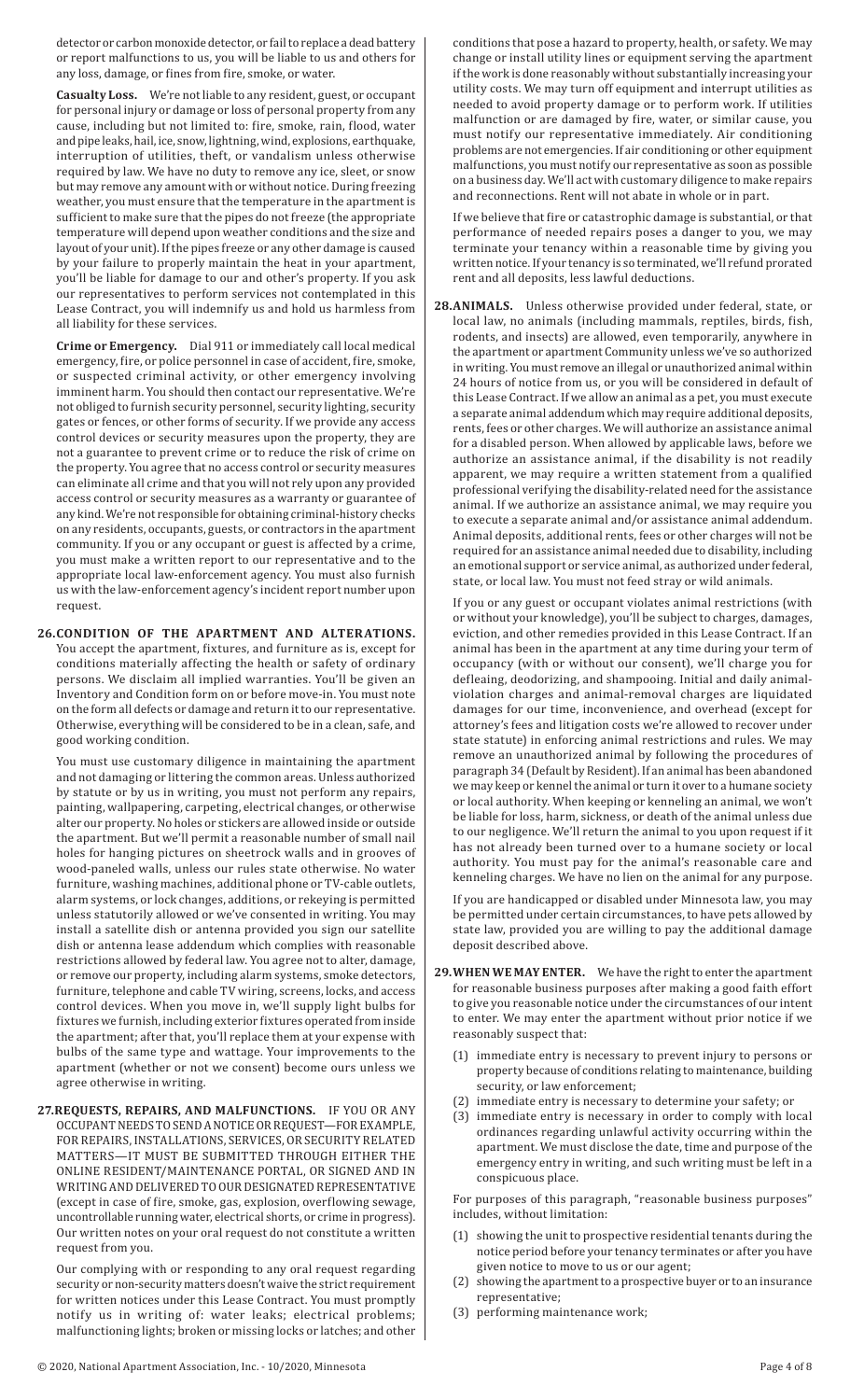detector or carbon monoxide detector, or fail to replace a dead battery or report malfunctions to us, you will be liable to us and others for any loss, damage, or fines from fire, smoke, or water.

**Casualty Loss.** We're not liable to any resident, guest, or occupant for personal injury or damage or loss of personal property from any cause, including but not limited to: fire, smoke, rain, flood, water and pipe leaks, hail, ice, snow, lightning, wind, explosions, earthquake, interruption of utilities, theft, or vandalism unless otherwise required by law. We have no duty to remove any ice, sleet, or snow but may remove any amount with or without notice. During freezing weather, you must ensure that the temperature in the apartment is sufficient to make sure that the pipes do not freeze (the appropriate temperature will depend upon weather conditions and the size and layout of your unit). If the pipes freeze or any other damage is caused by your failure to properly maintain the heat in your apartment, you'll be liable for damage to our and other's property. If you ask our representatives to perform services not contemplated in this Lease Contract, you will indemnify us and hold us harmless from all liability for these services.

**Crime or Emergency.** Dial 911 or immediately call local medical emergency, fire, or police personnel in case of accident, fire, smoke, or suspected criminal activity, or other emergency involving imminent harm. You should then contact our representative. We're not obliged to furnish security personnel, security lighting, security gates or fences, or other forms of security. If we provide any access control devices or security measures upon the property, they are not a guarantee to prevent crime or to reduce the risk of crime on the property. You agree that no access control or security measures can eliminate all crime and that you will not rely upon any provided access control or security measures as a warranty or guarantee of any kind. We're not responsible for obtaining criminal-history checks on any residents, occupants, guests, or contractors in the apartment community. If you or any occupant or guest is affected by a crime, you must make a written report to our representative and to the appropriate local law-enforcement agency. You must also furnish us with the law-enforcement agency's incident report number upon request.

**26. CONDITION OF THE APARTMENT AND ALTERATIONS.** You accept the apartment, fixtures, and furniture as is, except for conditions materially affecting the health or safety of ordinary persons. We disclaim all implied warranties. You'll be given an Inventory and Condition form on or before move-in. You must note on the form all defects or damage and return it to our representative. Otherwise, everything will be considered to be in a clean, safe, and good working condition.

You must use customary diligence in maintaining the apartment and not damaging or littering the common areas. Unless authorized by statute or by us in writing, you must not perform any repairs, painting, wallpapering, carpeting, electrical changes, or otherwise alter our property. No holes or stickers are allowed inside or outside the apartment. But we'll permit a reasonable number of small nail holes for hanging pictures on sheetrock walls and in grooves of wood-paneled walls, unless our rules state otherwise. No water furniture, washing machines, additional phone or TV-cable outlets, alarm systems, or lock changes, additions, or rekeying is permitted unless statutorily allowed or we've consented in writing. You may install a satellite dish or antenna provided you sign our satellite dish or antenna lease addendum which complies with reasonable restrictions allowed by federal law. You agree not to alter, damage, or remove our property, including alarm systems, smoke detectors, furniture, telephone and cable TV wiring, screens, locks, and access control devices. When you move in, we'll supply light bulbs for fixtures we furnish, including exterior fixtures operated from inside the apartment; after that, you'll replace them at your expense with bulbs of the same type and wattage. Your improvements to the apartment (whether or not we consent) become ours unless we agree otherwise in writing.

**27. REQUESTS, REPAIRS, AND MALFUNCTIONS.** IF YOU OR ANY OCCUPANT NEEDS TO SEND A NOTICE OR REQUEST—FOR EXAMPLE, FOR REPAIRS, INSTALLATIONS, SERVICES, OR SECURITY RELATED MATTERS—IT MUST BE SUBMITTED THROUGH EITHER THE ONLINE RESIDENT/MAINTENANCE PORTAL, OR SIGNED AND IN WRITING AND DELIVERED TO OUR DESIGNATED REPRESENTATIVE (except in case of fire, smoke, gas, explosion, overflowing sewage, uncontrollable running water, electrical shorts, or crime in progress). Our written notes on your oral request do not constitute a written request from you.

Our complying with or responding to any oral request regarding security or non-security matters doesn't waive the strict requirement for written notices under this Lease Contract. You must promptly notify us in writing of: water leaks; electrical problems; malfunctioning lights; broken or missing locks or latches; and other conditions that pose a hazard to property, health, or safety. We may change or install utility lines or equipment serving the apartment if the work is done reasonably without substantially increasing your utility costs. We may turn off equipment and interrupt utilities as needed to avoid property damage or to perform work. If utilities malfunction or are damaged by fire, water, or similar cause, you must notify our representative immediately. Air conditioning problems are not emergencies. If air conditioning or other equipment malfunctions, you must notify our representative as soon as possible on a business day. We'll act with customary diligence to make repairs and reconnections. Rent will not abate in whole or in part.

If we believe that fire or catastrophic damage is substantial, or that performance of needed repairs poses a danger to you, we may terminate your tenancy within a reasonable time by giving you written notice. If your tenancy is so terminated, we'll refund prorated rent and all deposits, less lawful deductions.

**28. ANIMALS.** Unless otherwise provided under federal, state, or local law, no animals (including mammals, reptiles, birds, fish, rodents, and insects) are allowed, even temporarily, anywhere in the apartment or apartment Community unless we've so authorized in writing. You must remove an illegal or unauthorized animal within 24 hours of notice from us, or you will be considered in default of this Lease Contract. If we allow an animal as a pet, you must execute a separate animal addendum which may require additional deposits, rents, fees or other charges. We will authorize an assistance animal for a disabled person. When allowed by applicable laws, before we authorize an assistance animal, if the disability is not readily apparent, we may require a written statement from a qualified professional verifying the disability-related need for the assistance animal. If we authorize an assistance animal, we may require you to execute a separate animal and/or assistance animal addendum. Animal deposits, additional rents, fees or other charges will not be required for an assistance animal needed due to disability, including an emotional support or service animal, as authorized under federal, state, or local law. You must not feed stray or wild animals.

If you or any guest or occupant violates animal restrictions (with or without your knowledge), you'll be subject to charges, damages, eviction, and other remedies provided in this Lease Contract. If an animal has been in the apartment at any time during your term of occupancy (with or without our consent), we'll charge you for defleaing, deodorizing, and shampooing. Initial and daily animal-violation charges and animal-removal charges are liquidated damages for our time, inconvenience, and overhead (except for attorney's fees and litigation costs we're allowed to recover under state statute) in enforcing animal restrictions and rules. We may remove an unauthorized animal by following the procedures of paragraph 34 (Default by Resident). If an animal has been abandoned we may keep or kennel the animal or turn it over to a humane society or local authority. When keeping or kenneling an animal, we won't be liable for loss, harm, sickness, or death of the animal unless due to our negligence. We'll return the animal to you upon request if it has not already been turned over to a humane society or local authority. You must pay for the animal's reasonable care and kenneling charges. We have no lien on the animal for any purpose.

If you are handicapped or disabled under Minnesota law, you may be permitted under certain circumstances, to have pets allowed by state law, provided you are willing to pay the additional damage deposit described above.

**29. WHEN WE MAY ENTER.** We have the right to enter the apartment for reasonable business purposes after making a good faith effort to give you reasonable notice under the circumstances of our intent to enter. We may enter the apartment without prior notice if we reasonably suspect that:

(1) immediate entry is necessary to prevent injury to persons or property because of conditions relating to maintenance, building security, or law enforcement;
(2) immediate entry is necessary to determine your safety; or
(3) immediate entry is necessary in order to comply with local ordinances regarding unlawful activity occurring within the apartment. We must disclose the date, time and purpose of the emergency entry in writing, and such writing must be left in a conspicuous place.

For purposes of this paragraph, "reasonable business purposes" includes, without limitation:

(1) showing the unit to prospective residential tenants during the notice period before your tenancy terminates or after you have given notice to move to us or our agent;
(2) showing the apartment to a prospective buyer or to an insurance representative;
(3) performing maintenance work;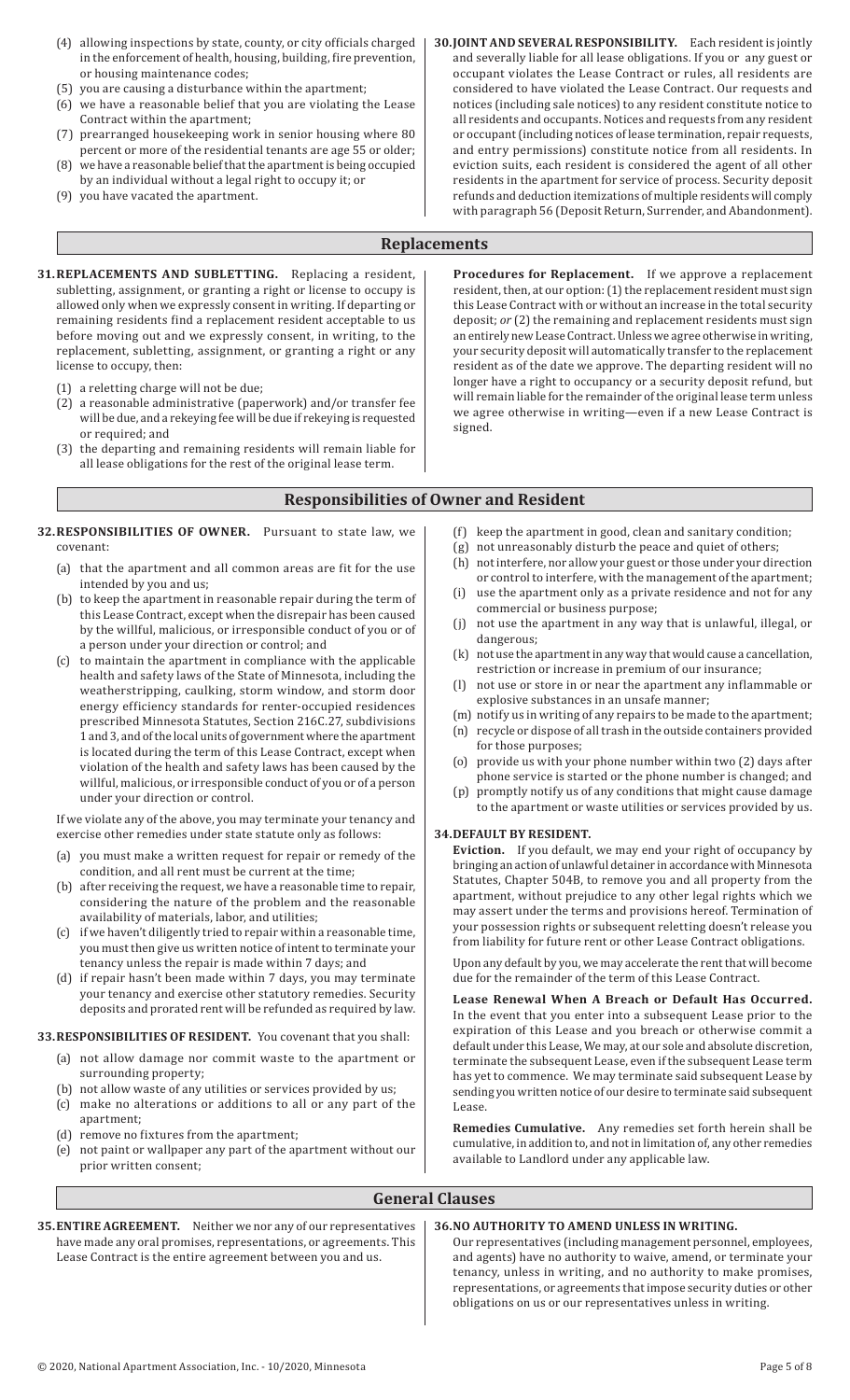(4) allowing inspections by state, county, or city officials charged in the enforcement of health, housing, building, fire prevention, or housing maintenance codes;
(5) you are causing a disturbance within the apartment;
(6) we have a reasonable belief that you are violating the Lease Contract within the apartment;
(7) prearranged housekeeping work in senior housing where 80 percent or more of the residential tenants are age 55 or older;
(8) we have a reasonable belief that the apartment is being occupied by an individual without a legal right to occupy it; or
(9) you have vacated the apartment.

**30. JOINT AND SEVERAL RESPONSIBILITY.** Each resident is jointly and severally liable for all lease obligations. If you or any guest or occupant violates the Lease Contract or rules, all residents are considered to have violated the Lease Contract. Our requests and notices (including sale notices) to any resident constitute notice to all residents and occupants. Notices and requests from any resident or occupant (including notices of lease termination, repair requests, and entry permissions) constitute notice from all residents. In eviction suits, each resident is considered the agent of all other residents in the apartment for service of process. Security deposit refunds and deduction itemizations of multiple residents will comply with paragraph 56 (Deposit Return, Surrender, and Abandonment).

## Replacements

**31. REPLACEMENTS AND SUBLETTING.** Replacing a resident, subletting, assignment, or granting a right or license to occupy is allowed only when we expressly consent in writing. If departing or remaining residents find a replacement resident acceptable to us before moving out and we expressly consent, in writing, to the replacement, subletting, assignment, or granting a right or any license to occupy, then:

(1) a reletting charge will not be due;
(2) a reasonable administrative (paperwork) and/or transfer fee will be due, and a rekeying fee will be due if rekeying is requested or required; and
(3) the departing and remaining residents will remain liable for all lease obligations for the rest of the original lease term.

**Procedures for Replacement.** If we approve a replacement resident, then, at our option: (1) the replacement resident must sign this Lease Contract with or without an increase in the total security deposit; *or* (2) the remaining and replacement residents must sign an entirely new Lease Contract. Unless we agree otherwise in writing, your security deposit will automatically transfer to the replacement resident as of the date we approve. The departing resident will no longer have a right to occupancy or a security deposit refund, but will remain liable for the remainder of the original lease term unless we agree otherwise in writing—even if a new Lease Contract is signed.

## Responsibilities of Owner and Resident

**32. RESPONSIBILITIES OF OWNER.** Pursuant to state law, we covenant:

(a) that the apartment and all common areas are fit for the use intended by you and us;
(b) to keep the apartment in reasonable repair during the term of this Lease Contract, except when the disrepair has been caused by the willful, malicious, or irresponsible conduct of you or of a person under your direction or control; and
(c) to maintain the apartment in compliance with the applicable health and safety laws of the State of Minnesota, including the weatherstripping, caulking, storm window, and storm door energy efficiency standards for renter-occupied residences prescribed Minnesota Statutes, Section 216C.27, subdivisions 1 and 3, and of the local units of government where the apartment is located during the term of this Lease Contract, except when violation of the health and safety laws has been caused by the willful, malicious, or irresponsible conduct of you or of a person under your direction or control.

If we violate any of the above, you may terminate your tenancy and exercise other remedies under state statute only as follows:

(a) you must make a written request for repair or remedy of the condition, and all rent must be current at the time;
(b) after receiving the request, we have a reasonable time to repair, considering the nature of the problem and the reasonable availability of materials, labor, and utilities;
(c) if we haven't diligently tried to repair within a reasonable time, you must then give us written notice of intent to terminate your tenancy unless the repair is made within 7 days; and
(d) if repair hasn't been made within 7 days, you may terminate your tenancy and exercise other statutory remedies. Security deposits and prorated rent will be refunded as required by law.

**33. RESPONSIBILITIES OF RESIDENT.** You covenant that you shall:

(a) not allow damage nor commit waste to the apartment or surrounding property;
(b) not allow waste of any utilities or services provided by us;
(c) make no alterations or additions to all or any part of the apartment;
(d) remove no fixtures from the apartment;
(e) not paint or wallpaper any part of the apartment without our prior written consent;
(f) keep the apartment in good, clean and sanitary condition;
(g) not unreasonably disturb the peace and quiet of others;
(h) not interfere, nor allow your guest or those under your direction or control to interfere, with the management of the apartment;
(i) use the apartment only as a private residence and not for any commercial or business purpose;
(j) not use the apartment in any way that is unlawful, illegal, or dangerous;
(k) not use the apartment in any way that would cause a cancellation, restriction or increase in premium of our insurance;
(l) not use or store in or near the apartment any inflammable or explosive substances in an unsafe manner;
(m) notify us in writing of any repairs to be made to the apartment;
(n) recycle or dispose of all trash in the outside containers provided for those purposes;
(o) provide us with your phone number within two (2) days after phone service is started or the phone number is changed; and
(p) promptly notify us of any conditions that might cause damage to the apartment or waste utilities or services provided by us.

**34. DEFAULT BY RESIDENT.**

**Eviction.** If you default, we may end your right of occupancy by bringing an action of unlawful detainer in accordance with Minnesota Statutes, Chapter 504B, to remove you and all property from the apartment, without prejudice to any other legal rights which we may assert under the terms and provisions hereof. Termination of your possession rights or subsequent reletting doesn't release you from liability for future rent or other Lease Contract obligations.

Upon any default by you, we may accelerate the rent that will become due for the remainder of the term of this Lease Contract.

**Lease Renewal When A Breach or Default Has Occurred.** In the event that you enter into a subsequent Lease prior to the expiration of this Lease and you breach or otherwise commit a default under this Lease, We may, at our sole and absolute discretion, terminate the subsequent Lease, even if the subsequent Lease term has yet to commence. We may terminate said subsequent Lease by sending you written notice of our desire to terminate said subsequent Lease.

**Remedies Cumulative.** Any remedies set forth herein shall be cumulative, in addition to, and not in limitation of, any other remedies available to Landlord under any applicable law.

## General Clauses

**35. ENTIRE AGREEMENT.** Neither we nor any of our representatives have made any oral promises, representations, or agreements. This Lease Contract is the entire agreement between you and us.

**36. NO AUTHORITY TO AMEND UNLESS IN WRITING.**
Our representatives (including management personnel, employees, and agents) have no authority to waive, amend, or terminate your tenancy, unless in writing, and no authority to make promises, representations, or agreements that impose security duties or other obligations on us or our representatives unless in writing.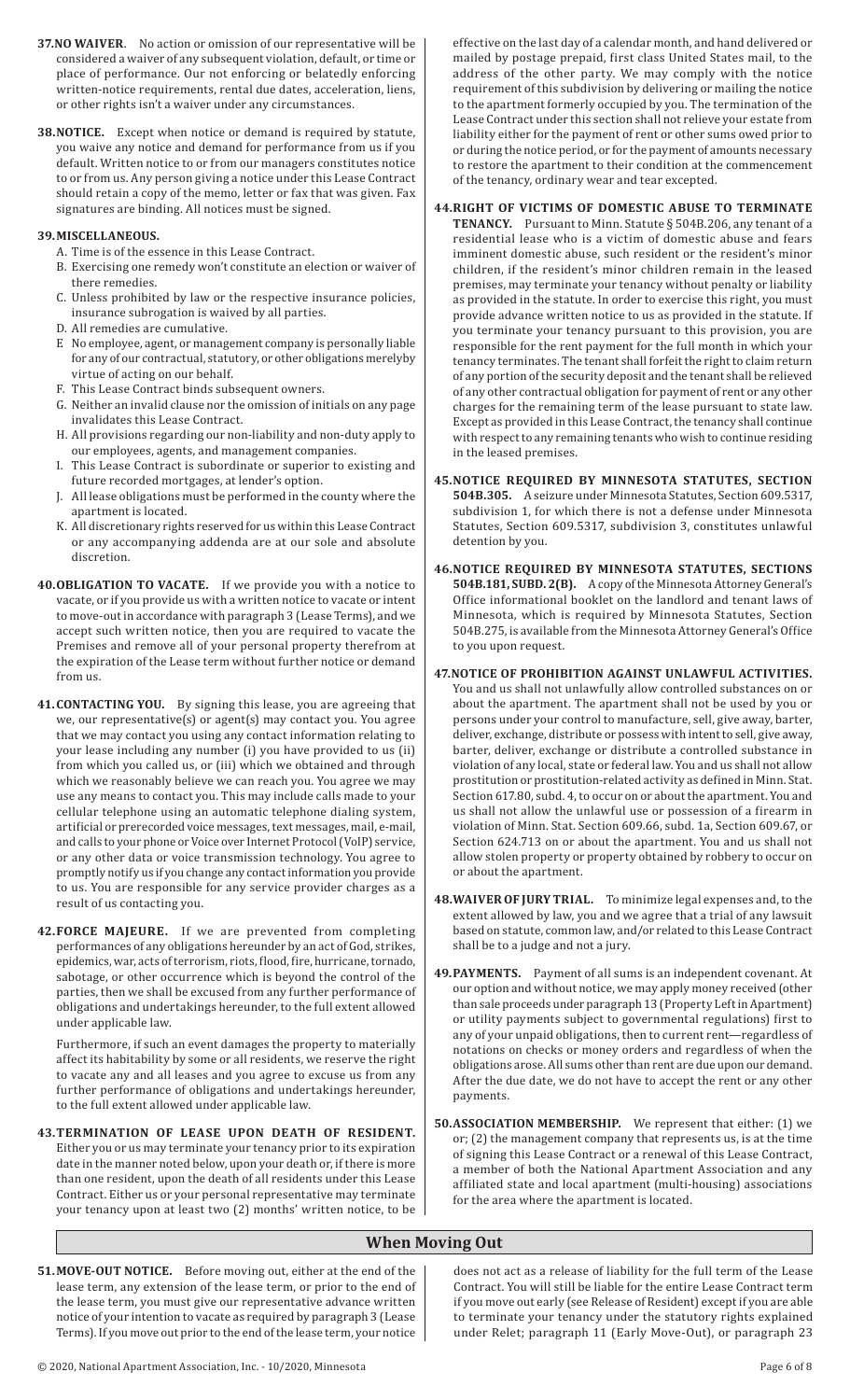**37. NO WAIVER**. No action or omission of our representative will be considered a waiver of any subsequent violation, default, or time or place of performance. Our not enforcing or belatedly enforcing written-notice requirements, rental due dates, acceleration, liens, or other rights isn't a waiver under any circumstances.

**38. NOTICE.** Except when notice or demand is required by statute, you waive any notice and demand for performance from us if you default. Written notice to or from our managers constitutes notice to or from us. Any person giving a notice under this Lease Contract should retain a copy of the memo, letter or fax that was given. Fax signatures are binding. All notices must be signed.

**39. MISCELLANEOUS.**

A. Time is of the essence in this Lease Contract.
B. Exercising one remedy won't constitute an election or waiver of there remedies.
C. Unless prohibited by law or the respective insurance policies, insurance subrogation is waived by all parties.
D. All remedies are cumulative.
E No employee, agent, or management company is personally liable for any of our contractual, statutory, or other obligations merelyby virtue of acting on our behalf.
F. This Lease Contract binds subsequent owners.
G. Neither an invalid clause nor the omission of initials on any page invalidates this Lease Contract.
H. All provisions regarding our non-liability and non-duty apply to our employees, agents, and management companies.
I. This Lease Contract is subordinate or superior to existing and future recorded mortgages, at lender's option.
J. All lease obligations must be performed in the county where the apartment is located.
K. All discretionary rights reserved for us within this Lease Contract or any accompanying addenda are at our sole and absolute discretion.

**40. OBLIGATION TO VACATE.** If we provide you with a notice to vacate, or if you provide us with a written notice to vacate or intent to move-out in accordance with paragraph 3 (Lease Terms), and we accept such written notice, then you are required to vacate the Premises and remove all of your personal property therefrom at the expiration of the Lease term without further notice or demand from us.

**41. CONTACTING YOU.** By signing this lease, you are agreeing that we, our representative(s) or agent(s) may contact you. You agree that we may contact you using any contact information relating to your lease including any number (i) you have provided to us (ii) from which you called us, or (iii) which we obtained and through which we reasonably believe we can reach you. You agree we may use any means to contact you. This may include calls made to your cellular telephone using an automatic telephone dialing system, artificial or prerecorded voice messages, text messages, mail, e-mail, and calls to your phone or Voice over Internet Protocol (VoIP) service, or any other data or voice transmission technology. You agree to promptly notify us if you change any contact information you provide to us. You are responsible for any service provider charges as a result of us contacting you.

**42. FORCE MAJEURE.** If we are prevented from completing performances of any obligations hereunder by an act of God, strikes, epidemics, war, acts of terrorism, riots, flood, fire, hurricane, tornado, sabotage, or other occurrence which is beyond the control of the parties, then we shall be excused from any further performance of obligations and undertakings hereunder, to the full extent allowed under applicable law.

Furthermore, if such an event damages the property to materially affect its habitability by some or all residents, we reserve the right to vacate any and all leases and you agree to excuse us from any further performance of obligations and undertakings hereunder, to the full extent allowed under applicable law.

**43. TERMINATION OF LEASE UPON DEATH OF RESIDENT.** Either you or us may terminate your tenancy prior to its expiration date in the manner noted below, upon your death or, if there is more than one resident, upon the death of all residents under this Lease Contract. Either us or your personal representative may terminate your tenancy upon at least two (2) months' written notice, to be effective on the last day of a calendar month, and hand delivered or mailed by postage prepaid, first class United States mail, to the address of the other party. We may comply with the notice requirement of this subdivision by delivering or mailing the notice to the apartment formerly occupied by you. The termination of the Lease Contract under this section shall not relieve your estate from liability either for the payment of rent or other sums owed prior to or during the notice period, or for the payment of amounts necessary to restore the apartment to their condition at the commencement of the tenancy, ordinary wear and tear excepted.

**44. RIGHT OF VICTIMS OF DOMESTIC ABUSE TO TERMINATE TENANCY.** Pursuant to Minn. Statute § 504B.206, any tenant of a residential lease who is a victim of domestic abuse and fears imminent domestic abuse, such resident or the resident's minor children, if the resident's minor children remain in the leased premises, may terminate your tenancy without penalty or liability as provided in the statute. In order to exercise this right, you must provide advance written notice to us as provided in the statute. If you terminate your tenancy pursuant to this provision, you are responsible for the rent payment for the full month in which your tenancy terminates. The tenant shall forfeit the right to claim return of any portion of the security deposit and the tenant shall be relieved of any other contractual obligation for payment of rent or any other charges for the remaining term of the lease pursuant to state law. Except as provided in this Lease Contract, the tenancy shall continue with respect to any remaining tenants who wish to continue residing in the leased premises.

**45. NOTICE REQUIRED BY MINNESOTA STATUTES, SECTION 504B.305.** A seizure under Minnesota Statutes, Section 609.5317, subdivision 1, for which there is not a defense under Minnesota Statutes, Section 609.5317, subdivision 3, constitutes unlawful detention by you.

**46. NOTICE REQUIRED BY MINNESOTA STATUTES, SECTIONS 504B.181, SUBD. 2(B).** A copy of the Minnesota Attorney General's Office informational booklet on the landlord and tenant laws of Minnesota, which is required by Minnesota Statutes, Section 504B.275, is available from the Minnesota Attorney General's Office to you upon request.

**47. NOTICE OF PROHIBITION AGAINST UNLAWFUL ACTIVITIES.** You and us shall not unlawfully allow controlled substances on or about the apartment. The apartment shall not be used by you or persons under your control to manufacture, sell, give away, barter, deliver, exchange, distribute or possess with intent to sell, give away, barter, deliver, exchange or distribute a controlled substance in violation of any local, state or federal law. You and us shall not allow prostitution or prostitution-related activity as defined in Minn. Stat. Section 617.80, subd. 4, to occur on or about the apartment. You and us shall not allow the unlawful use or possession of a firearm in violation of Minn. Stat. Section 609.66, subd. 1a, Section 609.67, or Section 624.713 on or about the apartment. You and us shall not allow stolen property or property obtained by robbery to occur on or about the apartment.

**48. WAIVER OF JURY TRIAL.** To minimize legal expenses and, to the extent allowed by law, you and we agree that a trial of any lawsuit based on statute, common law, and/or related to this Lease Contract shall be to a judge and not a jury.

**49. PAYMENTS.** Payment of all sums is an independent covenant. At our option and without notice, we may apply money received (other than sale proceeds under paragraph 13 (Property Left in Apartment) or utility payments subject to governmental regulations) first to any of your unpaid obligations, then to current rent—regardless of notations on checks or money orders and regardless of when the obligations arose. All sums other than rent are due upon our demand. After the due date, we do not have to accept the rent or any other payments.

**50. ASSOCIATION MEMBERSHIP.** We represent that either: (1) we or; (2) the management company that represents us, is at the time of signing this Lease Contract or a renewal of this Lease Contract, a member of both the National Apartment Association and any affiliated state and local apartment (multi-housing) associations for the area where the apartment is located.

## When Moving Out

**51. MOVE-OUT NOTICE.** Before moving out, either at the end of the lease term, any extension of the lease term, or prior to the end of the lease term, you must give our representative advance written notice of your intention to vacate as required by paragraph 3 (Lease Terms). If you move out prior to the end of the lease term, your notice does not act as a release of liability for the full term of the Lease Contract. You will still be liable for the entire Lease Contract term if you move out early (see Release of Resident) except if you are able to terminate your tenancy under the statutory rights explained under Relet; paragraph 11 (Early Move-Out), or paragraph 23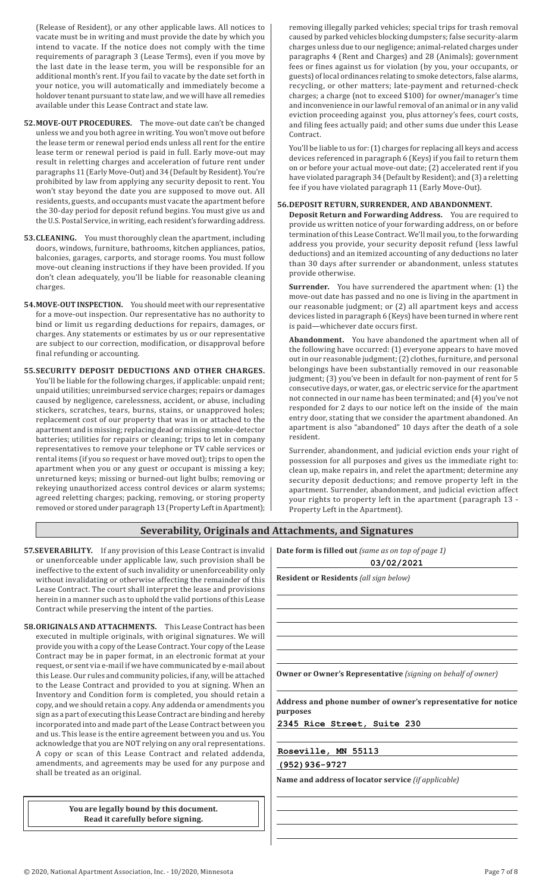(Release of Resident), or any other applicable laws. All notices to vacate must be in writing and must provide the date by which you intend to vacate. If the notice does not comply with the time requirements of paragraph 3 (Lease Terms), even if you move by the last date in the lease term, you will be responsible for an additional month's rent. If you fail to vacate by the date set forth in your notice, you will automatically and immediately become a holdover tenant pursuant to state law, and we will have all remedies available under this Lease Contract and state law.

**52. MOVE-OUT PROCEDURES.** The move-out date can't be changed unless we and you both agree in writing. You won't move out before the lease term or renewal period ends unless all rent for the entire lease term or renewal period is paid in full. Early move-out may result in reletting charges and acceleration of future rent under paragraphs 11 (Early Move-Out) and 34 (Default by Resident). You're prohibited by law from applying any security deposit to rent. You won't stay beyond the date you are supposed to move out. All residents, guests, and occupants must vacate the apartment before the 30-day period for deposit refund begins. You must give us and the U.S. Postal Service, in writing, each resident's forwarding address.

**53. CLEANING.** You must thoroughly clean the apartment, including doors, windows, furniture, bathrooms, kitchen appliances, patios, balconies, garages, carports, and storage rooms. You must follow move-out cleaning instructions if they have been provided. If you don't clean adequately, you'll be liable for reasonable cleaning charges.

**54. MOVE-OUT INSPECTION.** You should meet with our representative for a move-out inspection. Our representative has no authority to bind or limit us regarding deductions for repairs, damages, or charges. Any statements or estimates by us or our representative are subject to our correction, modification, or disapproval before final refunding or accounting.

**55. SECURITY DEPOSIT DEDUCTIONS AND OTHER CHARGES.** You'll be liable for the following charges, if applicable: unpaid rent; unpaid utilities; unreimbursed service charges; repairs or damages caused by negligence, carelessness, accident, or abuse, including stickers, scratches, tears, burns, stains, or unapproved holes; replacement cost of our property that was in or attached to the apartment and is missing; replacing dead or missing smoke-detector batteries; utilities for repairs or cleaning; trips to let in company representatives to remove your telephone or TV cable services or rental items (if you so request or have moved out); trips to open the apartment when you or any guest or occupant is missing a key; unreturned keys; missing or burned-out light bulbs; removing or rekeying unauthorized access control devices or alarm systems; agreed reletting charges; packing, removing, or storing property removed or stored under paragraph 13 (Property Left in Apartment); removing illegally parked vehicles; special trips for trash removal caused by parked vehicles blocking dumpsters; false security-alarm charges unless due to our negligence; animal-related charges under paragraphs 4 (Rent and Charges) and 28 (Animals); government fees or fines against us for violation (by you, your occupants, or guests) of local ordinances relating to smoke detectors, false alarms, recycling, or other matters; late-payment and returned-check charges; a charge (not to exceed $100) for owner/manager's time and inconvenience in our lawful removal of an animal or in any valid eviction proceeding against you, plus attorney's fees, court costs, and filing fees actually paid; and other sums due under this Lease Contract.

You'll be liable to us for: (1) charges for replacing all keys and access devices referenced in paragraph 6 (Keys) if you fail to return them on or before your actual move-out date; (2) accelerated rent if you have violated paragraph 34 (Default by Resident); and (3) a reletting fee if you have violated paragraph 11 (Early Move-Out).

**56. DEPOSIT RETURN, SURRENDER, AND ABANDONMENT.**

**Deposit Return and Forwarding Address.** You are required to provide us written notice of your forwarding address, on or before termination of this Lease Contract. We'll mail you, to the forwarding address you provide, your security deposit refund (less lawful deductions) and an itemized accounting of any deductions no later than 30 days after surrender or abandonment, unless statutes provide otherwise.

**Surrender.** You have surrendered the apartment when: (1) the move-out date has passed and no one is living in the apartment in our reasonable judgment; or (2) all apartment keys and access devices listed in paragraph 6 (Keys) have been turned in where rent is paid—whichever date occurs first.

**Abandonment.** You have abandoned the apartment when all of the following have occurred: (1) everyone appears to have moved out in our reasonable judgment; (2) clothes, furniture, and personal belongings have been substantially removed in our reasonable judgment; (3) you've been in default for non-payment of rent for 5 consecutive days, or water, gas, or electric service for the apartment not connected in our name has been terminated; and (4) you've not responded for 2 days to our notice left on the inside of the main entry door, stating that we consider the apartment abandoned. An apartment is also "abandoned" 10 days after the death of a sole resident.

Surrender, abandonment, and judicial eviction ends your right of possession for all purposes and gives us the immediate right to: clean up, make repairs in, and relet the apartment; determine any security deposit deductions; and remove property left in the apartment. Surrender, abandonment, and judicial eviction affect your rights to property left in the apartment (paragraph 13 - Property Left in the Apartment).

## Severability, Originals and Attachments, and Signatures

**57. SEVERABILITY.** If any provision of this Lease Contract is invalid or unenforceable under applicable law, such provision shall be ineffective to the extent of such invalidity or unenforceability only without invalidating or otherwise affecting the remainder of this Lease Contract. The court shall interpret the lease and provisions herein in a manner such as to uphold the valid portions of this Lease Contract while preserving the intent of the parties.

**58. ORIGINALS AND ATTACHMENTS.** This Lease Contract has been executed in multiple originals, with original signatures. We will provide you with a copy of the Lease Contract. Your copy of the Lease Contract may be in paper format, in an electronic format at your request, or sent via e-mail if we have communicated by e-mail about this Lease. Our rules and community policies, if any, will be attached to the Lease Contract and provided to you at signing. When an Inventory and Condition form is completed, you should retain a copy, and we should retain a copy. Any addenda or amendments you sign as a part of executing this Lease Contract are binding and hereby incorporated into and made part of the Lease Contract between you and us. This lease is the entire agreement between you and us. You acknowledge that you are NOT relying on any oral representations. A copy or scan of this Lease Contract and related addenda, amendments, and agreements may be used for any purpose and shall be treated as an original.

**You are legally bound by this document. Read it carefully before signing.**

**Date form is filled out** *(same as on top of page 1)*
03/02/2021

**Resident or Residents** *(all sign below)*

**Owner or Owner's Representative** *(signing on behalf of owner)*

**Address and phone number of owner's representative for notice purposes**
2345 Rice Street, Suite 230
Roseville, MN 55113
(952)936-9727

**Name and address of locator service** *(if applicable)*

© 2020, National Apartment Association, Inc. - 10/2020, Minnesota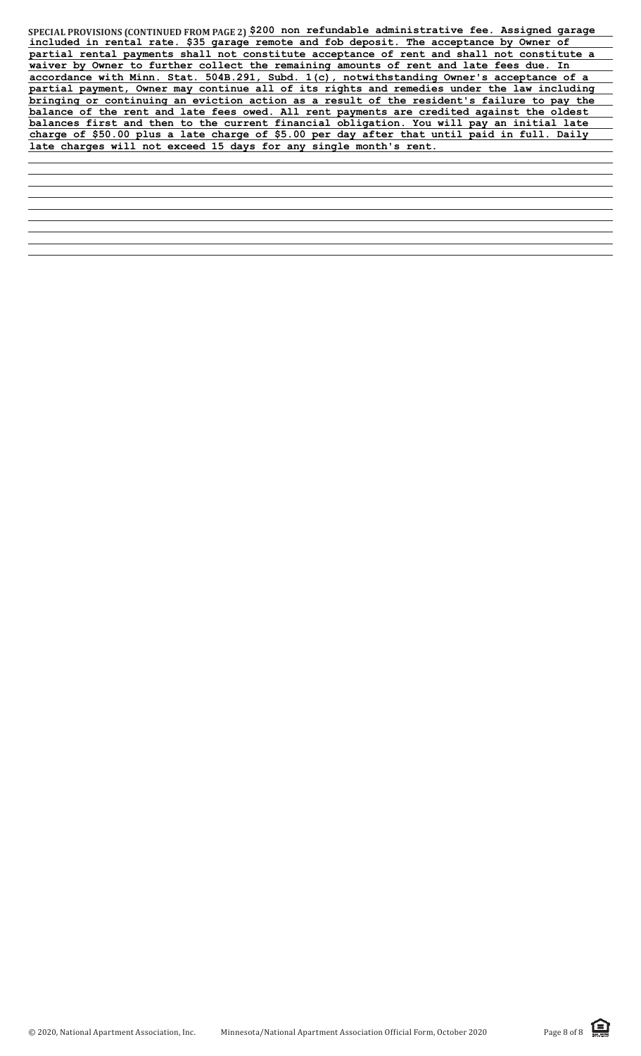**SPECIAL PROVISIONS (CONTINUED FROM PAGE 2)** **$200 non refundable administrative fee. Assigned garage included in rental rate. $35 garage remote and fob deposit. The acceptance by Owner of partial rental payments shall not constitute acceptance of rent and shall not constitute a waiver by Owner to further collect the remaining amounts of rent and late fees due. In accordance with Minn. Stat. 504B.291, Subd. 1(c), notwithstanding Owner's acceptance of a partial payment, Owner may continue all of its rights and remedies under the law including bringing or continuing an eviction action as a result of the resident's failure to pay the balance of the rent and late fees owed. All rent payments are credited against the oldest balances first and then to the current financial obligation. You will pay an initial late charge of $50.00 plus a late charge of $5.00 per day after that until paid in full. Daily late charges will not exceed 15 days for any single month's rent.**

© 2020, National Apartment Association, Inc. Minnesota/National Apartment Association Official Form, October 2020